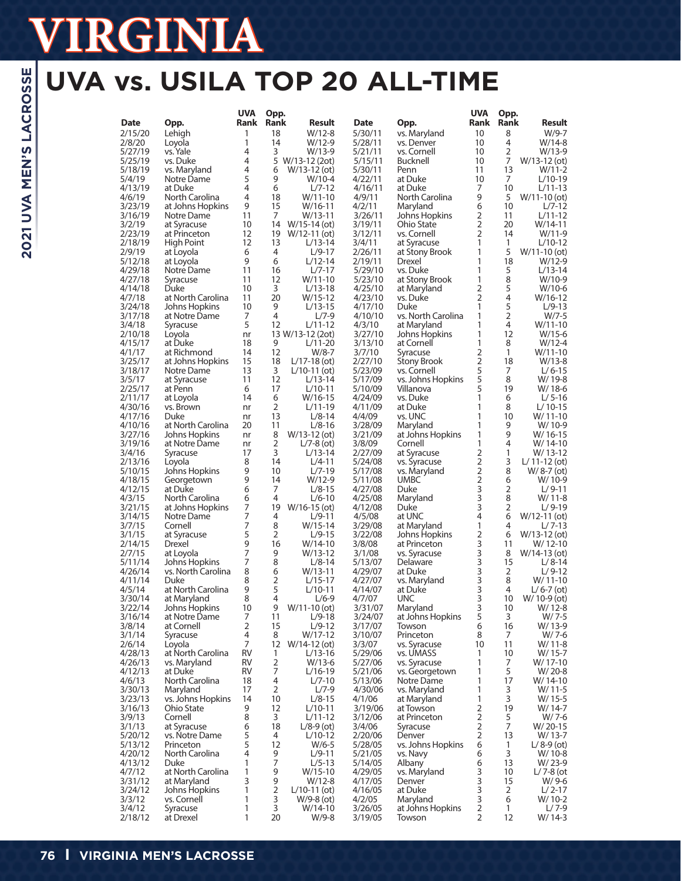# VIRGINIA

## UVA vs. USILA TOP 20 ALL-TIME

| Date | Opp. | UVA Rank | Opp. Rank | Result |
|---|---|---|---|---|
| 2/15/20 | Lehigh | 1 | 18 | W/12-8 |
| 2/8/20 | Loyola | 1 | 14 | W/12-9 |
| 5/27/19 | vs. Yale | 4 | 3 | W/13-9 |
| 5/25/19 | vs. Duke | 4 | 5 | W/13-12 (2ot) |
| 5/18/19 | vs. Maryland | 4 | 6 | W/13-12 (ot) |
| 5/4/19 | Notre Dame | 5 | 9 | W/10-4 |
| 4/13/19 | at Duke | 4 | 6 | L/7-12 |
| 4/6/19 | North Carolina | 4 | 18 | W/11-10 |
| 3/23/19 | at Johns Hopkins | 9 | 15 | W/16-11 |
| 3/16/19 | Notre Dame | 11 | 7 | W/13-11 |
| 3/2/19 | at Syracuse | 10 | 14 | W/15-14 (ot) |
| 2/23/19 | at Princeton | 12 | 19 | W/12-11 (ot) |
| 2/18/19 | High Point | 12 | 13 | L/13-14 |
| 2/9/19 | at Loyola | 6 | 4 | L/9-17 |
| 5/12/18 | at Loyola | 9 | 6 | L/12-14 |
| 4/29/18 | Notre Dame | 11 | 16 | L/7-17 |
| 4/27/18 | Syracuse | 11 | 12 | W/11-10 |
| 4/14/18 | Duke | 10 | 3 | L/13-18 |
| 4/7/18 | at North Carolina | 11 | 20 | W/15-12 |
| 3/24/18 | Johns Hopkins | 10 | 9 | L/13-15 |
| 3/17/18 | at Notre Dame | 7 | 4 | L/7-9 |
| 3/4/18 | Syracuse | 5 | 12 | L/11-12 |
| 2/10/18 | Loyola | nr | 13 | W/13-12 (2ot) |
| 4/15/17 | at Duke | 18 | 9 | L/11-20 |
| 4/1/17 | at Richmond | 14 | 12 | W/8-7 |
| 3/25/17 | at Johns Hopkins | 15 | 18 | L/17-18 (ot) |
| 3/18/17 | Notre Dame | 13 | 3 | L/10-11 (ot) |
| 3/5/17 | at Syracuse | 11 | 12 | L/13-14 |
| 2/25/17 | at Penn | 6 | 17 | L/10-11 |
| 2/11/17 | at Loyola | 14 | 6 | W/16-15 |
| 4/30/16 | vs. Brown | nr | 2 | L/11-19 |
| 4/17/16 | Duke | nr | 13 | L/8-14 |
| 4/10/16 | at North Carolina | 20 | 11 | L/8-16 |
| 3/27/16 | Johns Hopkins | nr | 8 | W/13-12 (ot) |
| 3/19/16 | at Notre Dame | nr | 2 | L/7-8 (ot) |
| 3/4/16 | Syracuse | 17 | 3 | L/13-14 |
| 2/13/16 | Loyola | 8 | 14 | L/4-11 |
| 5/10/15 | Johns Hopkins | 9 | 10 | L/7-19 |
| 4/18/15 | Georgetown | 9 | 14 | W/12-9 |
| 4/12/15 | at Duke | 6 | 7 | L/8-15 |
| 4/3/15 | North Carolina | 6 | 4 | L/6-10 |
| 3/21/15 | at Johns Hopkins | 7 | 19 | W/16-15 (ot) |
| 3/14/15 | Notre Dame | 7 | 4 | L/9-11 |
| 3/7/15 | Cornell | 7 | 8 | W/15-14 |
| 3/1/15 | at Syracuse | 5 | 2 | L/9-15 |
| 2/14/15 | Drexel | 9 | 16 | W/14-10 |
| 2/7/15 | at Loyola | 7 | 9 | W/13-12 |
| 5/11/14 | Johns Hopkins | 7 | 8 | L/8-14 |
| 4/26/14 | vs. North Carolina | 8 | 6 | W/13-11 |
| 4/11/14 | Duke | 8 | 2 | L/15-17 |
| 4/5/14 | at North Carolina | 9 | 5 | L/10-11 |
| 3/30/14 | at Maryland | 8 | 4 | L/6-9 |
| 3/22/14 | Johns Hopkins | 10 | 9 | W/11-10 (ot) |
| 3/16/14 | at Notre Dame | 7 | 11 | L/9-18 |
| 3/8/14 | at Cornell | 2 | 15 | L/9-12 |
| 3/1/14 | Syracuse | 4 | 8 | W/17-12 |
| 2/6/14 | Loyola | 7 | 12 | W/14-12 (ot) |
| 4/28/13 | at North Carolina | RV | 1 | L/13-16 |
| 4/26/13 | vs. Maryland | RV | 2 | W/13-6 |
| 4/12/13 | at Duke | RV | 7 | L/16-19 |
| 4/6/13 | North Carolina | 18 | 4 | L/7-10 |
| 3/30/13 | Maryland | 17 | 2 | L/7-9 |
| 3/23/13 | vs. Johns Hopkins | 14 | 10 | L/8-15 |
| 3/16/13 | Ohio State | 9 | 12 | L/10-11 |
| 3/9/13 | Cornell | 8 | 3 | L/11-12 |
| 3/1/13 | at Syracuse | 6 | 18 | L/8-9 (ot) |
| 5/20/12 | vs. Notre Dame | 5 | 4 | L/10-12 |
| 5/13/12 | Princeton | 5 | 12 | W/6-5 |
| 4/20/12 | North Carolina | 4 | 9 | L/9-11 |
| 4/13/12 | Duke | 1 | 7 | L/5-13 |
| 4/7/12 | at North Carolina | 1 | 9 | W/15-10 |
| 3/31/12 | at Maryland | 3 | 9 | W/12-8 |
| 3/24/12 | Johns Hopkins | 1 | 2 | L/10-11 (ot) |
| 3/3/12 | vs. Cornell | 1 | 3 | W/9-8 (ot) |
| 3/4/12 | Syracuse | 1 | 3 | W/14-10 |
| 2/18/12 | at Drexel | 1 | 20 | W/9-8 |
| 5/30/11 | vs. Maryland | 10 | 8 | W/9-7 |
| 5/28/11 | vs. Denver | 10 | 4 | W/14-8 |
| 5/21/11 | vs. Cornell | 10 | 2 | W/13-9 |
| 5/15/11 | Bucknell | 10 | 7 | W/13-12 (ot) |
| 5/30/11 | Penn | 11 | 13 | W/11-2 |
| 4/22/11 | at Duke | 10 | 7 | L/10-19 |
| 4/16/11 | at Duke | 7 | 10 | L/11-13 |
| 4/9/11 | North Carolina | 9 | 5 | W/11-10 (ot) |
| 4/2/11 | Maryland | 6 | 10 | L/7-12 |
| 3/26/11 | Johns Hopkins | 2 | 11 | L/11-12 |
| 3/19/11 | Ohio State | 2 | 20 | W/14-11 |
| 3/12/11 | vs. Cornell | 2 | 14 | W/11-9 |
| 3/4/11 | at Syracuse | 1 | 1 | L/10-12 |
| 2/26/11 | at Stony Brook | 1 | 5 | W/11-10 (ot) |
| 2/19/11 | Drexel | 1 | 18 | W/12-9 |
| 5/29/10 | vs. Duke | 1 | 5 | L/13-14 |
| 5/23/10 | at Stony Brook | 1 | 8 | W/10-9 |
| 4/25/10 | at Maryland | 2 | 5 | W/10-6 |
| 4/23/10 | vs. Duke | 2 | 4 | W/16-12 |
| 4/17/10 | Duke | 1 | 5 | L/9-13 |
| 4/10/10 | vs. North Carolina | 1 | 2 | W/7-5 |
| 4/3/10 | at Maryland | 1 | 4 | W/11-10 |
| 3/27/10 | Johns Hopkins | 1 | 12 | W/15-6 |
| 3/13/10 | at Cornell | 1 | 8 | W/12-4 |
| 3/7/10 | Syracuse | 2 | 1 | W/11-10 |
| 2/27/10 | Stony Brook | 2 | 18 | W/13-8 |
| 5/23/09 | vs. Cornell | 5 | 7 | L/ 6-15 |
| 5/17/09 | vs. Johns Hopkins | 5 | 8 | W/ 19-8 |
| 5/10/09 | Villanova | 5 | 19 | W/ 18-6 |
| 4/24/09 | vs. Duke | 1 | 6 | L/ 5-16 |
| 4/11/09 | at Duke | 1 | 8 | L/ 10-15 |
| 4/4/09 | vs. UNC | 1 | 10 | W/ 11-10 |
| 3/28/09 | Maryland | 1 | 9 | W/ 10-9 |
| 3/21/09 | at Johns Hopkins | 1 | 9 | W/ 16-15 |
| 3/8/09 | Cornell | 1 | 4 | W/ 14-10 |
| 2/27/09 | at Syracuse | 2 | 1 | W/ 13-12 |
| 5/24/08 | vs. Syracuse | 2 | 3 | L/ 11-12 (ot) |
| 5/17/08 | vs. Maryland | 2 | 8 | W/ 8-7 (ot) |
| 5/11/08 | UMBC | 2 | 6 | W/ 10-9 |
| 4/27/08 | Duke | 3 | 2 | L/ 9-11 |
| 4/25/08 | Maryland | 3 | 8 | W/ 11-8 |
| 4/12/08 | Duke | 3 | 2 | L/ 9-19 |
| 4/5/08 | at UNC | 4 | 6 | W/12-11 (ot) |
| 3/29/08 | at Maryland | 1 | 4 | L/ 7-13 |
| 3/22/08 | Johns Hopkins | 2 | 6 | W/13-12 (ot) |
| 3/8/08 | at Princeton | 3 | 11 | W/ 12-10 |
| 3/1/08 | vs. Syracuse | 3 | 8 | W/14-13 (ot) |
| 5/13/07 | Delaware | 3 | 15 | L/ 8-14 |
| 4/29/07 | at Duke | 3 | 2 | L/ 9-12 |
| 4/27/07 | vs. Maryland | 3 | 8 | W/ 11-10 |
| 4/14/07 | at Duke | 3 | 4 | L/ 6-7 (ot) |
| 4/7/07 | UNC | 3 | 10 | W/ 10-9 (ot) |
| 3/31/07 | Maryland | 3 | 10 | W/ 12-8 |
| 3/24/07 | at Johns Hopkins | 5 | 3 | W/ 7-5 |
| 3/17/07 | Towson | 6 | 16 | W/ 13-9 |
| 3/10/07 | Princeton | 8 | 7 | W/ 7-6 |
| 3/3/07 | vs. Syracuse | 10 | 11 | W/ 11-8 |
| 5/29/06 | vs. UMASS | 1 | 10 | W/ 15-7 |
| 5/27/06 | vs. Syracuse | 1 | 7 | W/ 17-10 |
| 5/21/06 | vs. Georgetown | 1 | 5 | W/ 20-8 |
| 5/13/06 | Notre Dame | 1 | 17 | W/ 14-10 |
| 4/30/06 | vs. Maryland | 1 | 3 | W/ 11-5 |
| 4/1/06 | at Maryland | 1 | 3 | W/ 15-5 |
| 3/19/06 | at Towson | 2 | 19 | W/ 14-7 |
| 3/12/06 | at Princeton | 2 | 5 | W/ 7-6 |
| 3/4/06 | Syracuse | 2 | 7 | W/ 20-15 |
| 2/20/06 | Denver | 2 | 13 | W/ 13-7 |
| 5/28/05 | vs. Johns Hopkins | 6 | 1 | L/ 8-9 (ot) |
| 5/21/05 | vs. Navy | 6 | 3 | W/ 10-8 |
| 5/14/05 | Albany | 6 | 13 | W/ 23-9 |
| 4/29/05 | vs. Maryland | 3 | 10 | L/ 7-8 (ot |
| 4/17/05 | Denver | 3 | 15 | W/ 9-6 |
| 4/16/05 | at Duke | 3 | 2 | L/ 2-17 |
| 4/2/05 | Maryland | 3 | 6 | W/ 10-2 |
| 3/26/05 | at Johns Hopkins | 2 | 1 | L/ 7-9 |
| 3/19/05 | Towson | 2 | 12 | W/ 14-3 |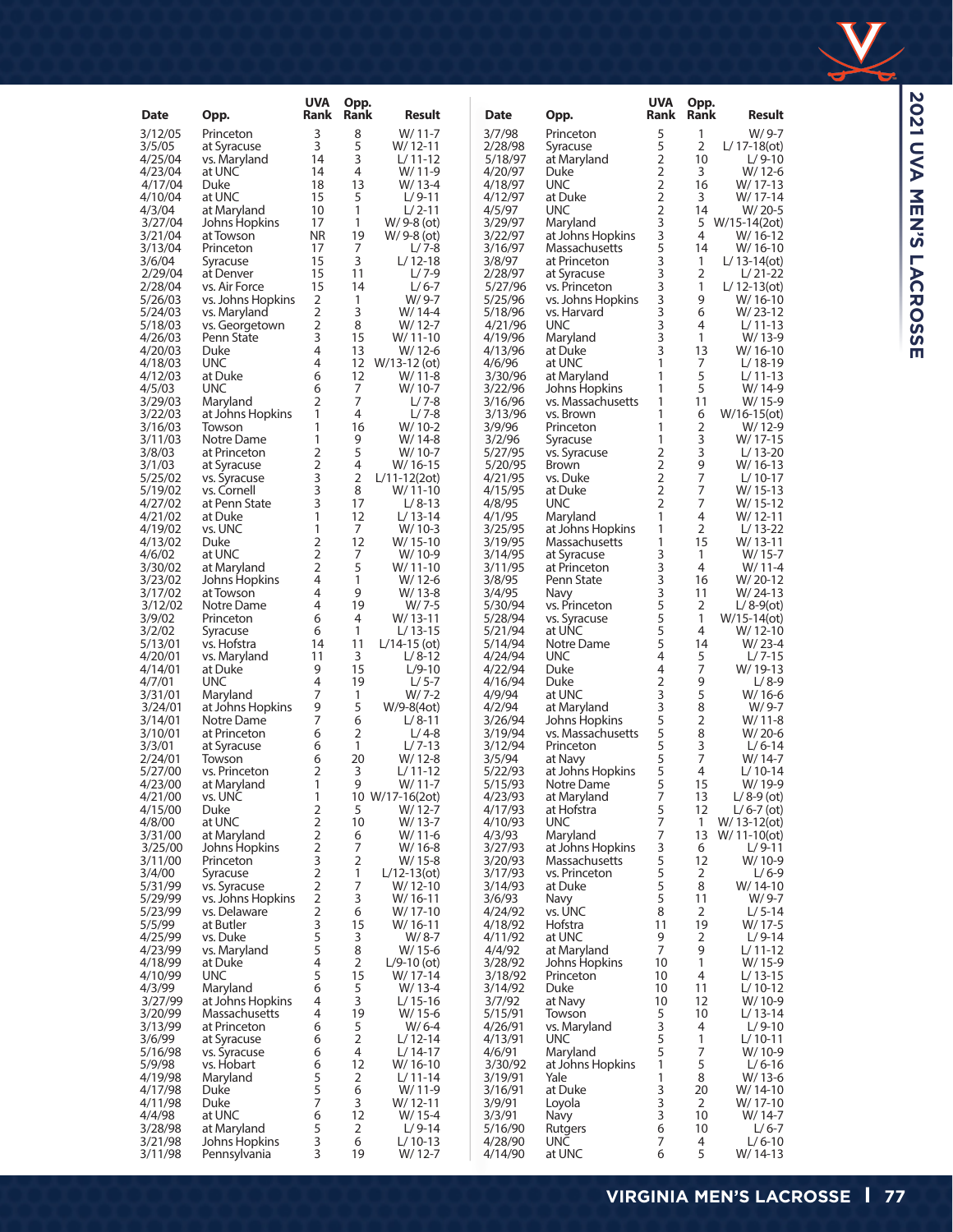| Date | Opp. | UVA Rank | Opp. Rank | Result |
|---|---|---|---|---|
| 3/12/05 | Princeton | 3 | 8 | W/ 11-7 |
| 3/5/05 | at Syracuse | 3 | 5 | W/ 12-11 |
| 4/25/04 | vs. Maryland | 14 | 3 | L/ 11-12 |
| 4/23/04 | at UNC | 14 | 4 | W/ 11-9 |
| 4/17/04 | Duke | 18 | 13 | W/ 13-4 |
| 4/10/04 | at UNC | 15 | 5 | L/ 9-11 |
| 4/3/04 | at Maryland | 10 | 1 | L/ 2-11 |
| 3/27/04 | Johns Hopkins | 17 | 1 | W/ 9-8 (ot) |
| 3/21/04 | at Towson | NR | 19 | W/ 9-8 (ot) |
| 3/13/04 | Princeton | 17 | 7 | L/ 7-8 |
| 3/6/04 | Syracuse | 15 | 3 | L/ 12-18 |
| 2/29/04 | at Denver | 15 | 11 | L/ 7-9 |
| 2/28/04 | vs. Air Force | 15 | 14 | L/ 6-7 |
| 5/26/03 | vs. Johns Hopkins | 2 | 1 | W/ 9-7 |
| 5/24/03 | vs. Maryland | 2 | 3 | W/ 14-4 |
| 5/18/03 | vs. Georgetown | 2 | 8 | W/ 12-7 |
| 4/26/03 | Penn State | 3 | 15 | W/ 11-10 |
| 4/20/03 | Duke | 4 | 13 | W/ 12-6 |
| 4/18/03 | UNC | 4 | 12 | W/13-12 (ot) |
| 4/12/03 | at Duke | 6 | 12 | W/ 11-8 |
| 4/5/03 | UNC | 6 | 7 | W/ 10-7 |
| 3/29/03 | Maryland | 2 | 7 | L/ 7-8 |
| 3/22/03 | at Johns Hopkins | 1 | 4 | L/ 7-8 |
| 3/16/03 | Towson | 1 | 16 | W/ 10-2 |
| 3/11/03 | Notre Dame | 1 | 9 | W/ 14-8 |
| 3/8/03 | at Princeton | 2 | 5 | W/ 10-7 |
| 3/1/03 | at Syracuse | 2 | 4 | W/ 16-15 |
| 5/25/02 | vs. Syracuse | 3 | 2 | L/11-12(2ot) |
| 5/19/02 | vs. Cornell | 3 | 8 | W/ 11-10 |
| 4/27/02 | at Penn State | 3 | 17 | L/ 8-13 |
| 4/21/02 | at Duke | 1 | 12 | L/ 13-14 |
| 4/19/02 | vs. UNC | 1 | 7 | W/ 10-3 |
| 4/13/02 | Duke | 2 | 12 | W/ 15-10 |
| 4/6/02 | at UNC | 2 | 7 | W/ 10-9 |
| 3/30/02 | at Maryland | 2 | 5 | W/ 11-10 |
| 3/23/02 | Johns Hopkins | 4 | 1 | W/ 12-6 |
| 3/17/02 | at Towson | 4 | 9 | W/ 13-8 |
| 3/12/02 | Notre Dame | 4 | 19 | W/ 7-5 |
| 3/9/02 | Princeton | 6 | 4 | W/ 13-11 |
| 3/2/02 | Syracuse | 6 | 1 | L/ 13-15 |
| 5/13/01 | vs. Hofstra | 14 | 11 | L/14-15 (ot) |
| 4/20/01 | vs. Maryland | 11 | 3 | L/ 8-12 |
| 4/14/01 | at Duke | 9 | 15 | L/9-10 |
| 4/7/01 | UNC | 4 | 19 | L/ 5-7 |
| 3/31/01 | Maryland | 7 | 1 | W/ 7-2 |
| 3/24/01 | at Johns Hopkins | 9 | 5 | W/9-8(4ot) |
| 3/14/01 | Notre Dame | 7 | 6 | L/ 8-11 |
| 3/10/01 | at Princeton | 6 | 2 | L/ 4-8 |
| 3/3/01 | at Syracuse | 6 | 1 | L/ 7-13 |
| 2/24/01 | Towson | 6 | 20 | W/ 12-8 |
| 5/27/00 | vs. Princeton | 2 | 3 | L/ 11-12 |
| 4/23/00 | at Maryland | 1 | 9 | W/ 11-7 |
| 4/21/00 | vs. UNC | 1 | 10 | W/17-16(2ot) |
| 4/15/00 | Duke | 2 | 5 | W/ 12-7 |
| 4/8/00 | at UNC | 2 | 10 | W/ 13-7 |
| 3/31/00 | at Maryland | 2 | 6 | W/ 11-6 |
| 3/25/00 | Johns Hopkins | 2 | 7 | W/ 16-8 |
| 3/11/00 | Princeton | 3 | 2 | W/ 15-8 |
| 3/4/00 | Syracuse | 2 | 1 | L/12-13(ot) |
| 5/31/99 | vs. Syracuse | 2 | 7 | W/ 12-10 |
| 5/29/99 | vs. Johns Hopkins | 2 | 3 | W/ 16-11 |
| 5/23/99 | vs. Delaware | 2 | 6 | W/ 17-10 |
| 5/5/99 | at Butler | 3 | 15 | W/ 16-11 |
| 4/25/99 | vs. Duke | 5 | 3 | W/ 8-7 |
| 4/23/99 | vs. Maryland | 5 | 8 | W/ 15-6 |
| 4/18/99 | at Duke | 4 | 2 | L/9-10 (ot) |
| 4/10/99 | UNC | 5 | 15 | W/ 17-14 |
| 4/3/99 | Maryland | 6 | 5 | W/ 13-4 |
| 3/27/99 | at Johns Hopkins | 4 | 3 | L/ 15-16 |
| 3/20/99 | Massachusetts | 4 | 19 | W/ 15-6 |
| 3/13/99 | at Princeton | 6 | 5 | W/ 6-4 |
| 3/6/99 | at Syracuse | 6 | 2 | L/ 12-14 |
| 5/16/98 | vs. Syracuse | 6 | 4 | L/ 14-17 |
| 5/9/98 | vs. Hobart | 6 | 12 | W/ 16-10 |
| 4/19/98 | Maryland | 5 | 2 | L/ 11-14 |
| 4/17/98 | Duke | 5 | 6 | W/ 11-9 |
| 4/11/98 | Duke | 7 | 3 | W/ 12-11 |
| 4/4/98 | at UNC | 6 | 12 | W/ 15-4 |
| 3/28/98 | at Maryland | 5 | 2 | L/ 9-14 |
| 3/21/98 | Johns Hopkins | 3 | 6 | L/ 10-13 |
| 3/11/98 | Pennsylvania | 3 | 19 | W/ 12-7 |
| 3/7/98 | Princeton | 5 | 1 | W/ 9-7 |
| 2/28/98 | Syracuse | 5 | 2 | L/ 17-18(ot) |
| 5/18/97 | at Maryland | 2 | 10 | L/ 9-10 |
| 4/20/97 | Duke | 2 | 3 | W/ 12-6 |
| 4/18/97 | UNC | 2 | 16 | W/ 17-13 |
| 4/12/97 | at Duke | 2 | 3 | W/ 17-14 |
| 4/5/97 | UNC | 2 | 14 | W/ 20-5 |
| 3/29/97 | Maryland | 3 | 5 | W/15-14(2ot) |
| 3/22/97 | at Johns Hopkins | 3 | 4 | W/ 16-12 |
| 3/16/97 | Massachusetts | 5 | 14 | W/ 16-10 |
| 3/8/97 | at Princeton | 3 | 1 | L/ 13-14(ot) |
| 2/28/97 | at Syracuse | 3 | 2 | L/ 21-22 |
| 5/27/96 | vs. Princeton | 3 | 1 | L/ 12-13(ot) |
| 5/25/96 | vs. Johns Hopkins | 3 | 9 | W/ 16-10 |
| 5/18/96 | vs. Harvard | 3 | 6 | W/ 23-12 |
| 4/21/96 | UNC | 3 | 4 | L/ 11-13 |
| 4/19/96 | Maryland | 3 | 1 | W/ 13-9 |
| 4/13/96 | at Duke | 3 | 13 | W/ 16-10 |
| 4/6/96 | at UNC | 1 | 7 | L/ 18-19 |
| 3/30/96 | at Maryland | 1 | 5 | L/ 11-13 |
| 3/22/96 | Johns Hopkins | 1 | 5 | W/ 14-9 |
| 3/16/96 | vs. Massachusetts | 1 | 11 | W/ 15-9 |
| 3/13/96 | vs. Brown | 1 | 6 | W/16-15(ot) |
| 3/9/96 | Princeton | 1 | 2 | W/ 12-9 |
| 3/2/96 | Syracuse | 1 | 3 | W/ 17-15 |
| 5/27/95 | vs. Syracuse | 2 | 3 | L/ 13-20 |
| 5/20/95 | Brown | 2 | 9 | W/ 16-13 |
| 4/21/95 | vs. Duke | 2 | 7 | L/ 10-17 |
| 4/15/95 | at Duke | 2 | 7 | W/ 15-13 |
| 4/8/95 | UNC | 2 | 7 | W/ 15-12 |
| 4/1/95 | Maryland | 1 | 4 | W/ 12-11 |
| 3/25/95 | at Johns Hopkins | 1 | 2 | L/ 13-22 |
| 3/19/95 | Massachusetts | 1 | 15 | W/ 13-11 |
| 3/14/95 | at Syracuse | 3 | 1 | W/ 15-7 |
| 3/11/95 | at Princeton | 3 | 4 | W/ 11-4 |
| 3/8/95 | Penn State | 3 | 16 | W/ 20-12 |
| 3/4/95 | Navy | 3 | 11 | W/ 24-13 |
| 5/30/94 | vs. Princeton | 5 | 2 | L/ 8-9(ot) |
| 5/28/94 | vs. Syracuse | 5 | 1 | W/15-14(ot) |
| 5/21/94 | at UNC | 5 | 4 | W/ 12-10 |
| 5/14/94 | Notre Dame | 5 | 14 | W/ 23-4 |
| 4/24/94 | UNC | 4 | 5 | L/ 7-15 |
| 4/22/94 | Duke | 4 | 7 | W/ 19-13 |
| 4/16/94 | Duke | 2 | 9 | L/ 8-9 |
| 4/9/94 | at UNC | 3 | 5 | W/ 16-6 |
| 4/2/94 | at Maryland | 3 | 8 | W/ 9-7 |
| 3/26/94 | Johns Hopkins | 5 | 2 | W/ 11-8 |
| 3/19/94 | vs. Massachusetts | 5 | 8 | W/ 20-6 |
| 3/12/94 | Princeton | 5 | 3 | L/ 6-14 |
| 3/5/94 | at Navy | 5 | 7 | W/ 14-7 |
| 5/22/93 | at Johns Hopkins | 5 | 4 | L/ 10-14 |
| 5/15/93 | Notre Dame | 5 | 15 | W/ 19-9 |
| 4/23/93 | at Maryland | 7 | 13 | L/ 8-9 (ot) |
| 4/17/93 | at Hofstra | 5 | 12 | L/ 6-7 (ot) |
| 4/10/93 | UNC | 7 | 1 | W/ 13-12(ot) |
| 4/3/93 | Maryland | 7 | 13 | W/ 11-10(ot) |
| 3/27/93 | at Johns Hopkins | 3 | 6 | L/ 9-11 |
| 3/20/93 | Massachusetts | 5 | 12 | W/ 10-9 |
| 3/17/93 | vs. Princeton | 5 | 2 | L/ 6-9 |
| 3/14/93 | at Duke | 5 | 8 | W/ 14-10 |
| 3/6/93 | Navy | 5 | 11 | W/ 9-7 |
| 4/24/92 | vs. UNC | 8 | 2 | L/ 5-14 |
| 4/18/92 | Hofstra | 11 | 19 | W/ 17-5 |
| 4/11/92 | at UNC | 9 | 2 | L/ 9-14 |
| 4/4/92 | at Maryland | 7 | 9 | L/ 11-12 |
| 3/28/92 | Johns Hopkins | 10 | 1 | W/ 15-9 |
| 3/18/92 | Princeton | 10 | 4 | L/ 13-15 |
| 3/14/92 | Duke | 10 | 11 | L/ 10-12 |
| 3/7/92 | at Navy | 10 | 12 | W/ 10-9 |
| 5/15/91 | Towson | 5 | 10 | L/ 13-14 |
| 4/26/91 | vs. Maryland | 3 | 4 | L/ 9-10 |
| 4/13/91 | UNC | 5 | 1 | L/ 10-11 |
| 4/6/91 | Maryland | 5 | 7 | W/ 10-9 |
| 3/30/92 | at Johns Hopkins | 1 | 5 | L/ 6-16 |
| 3/19/91 | Yale | 1 | 8 | W/ 13-6 |
| 3/16/91 | at Duke | 3 | 20 | W/ 14-10 |
| 3/9/91 | Loyola | 3 | 2 | W/ 17-10 |
| 3/3/91 | Navy | 3 | 10 | W/ 14-7 |
| 5/16/90 | Rutgers | 6 | 10 | L/ 6-7 |
| 4/28/90 | UNC | 7 | 4 | L/ 6-10 |
| 4/14/90 | at UNC | 6 | 5 | W/ 14-13 |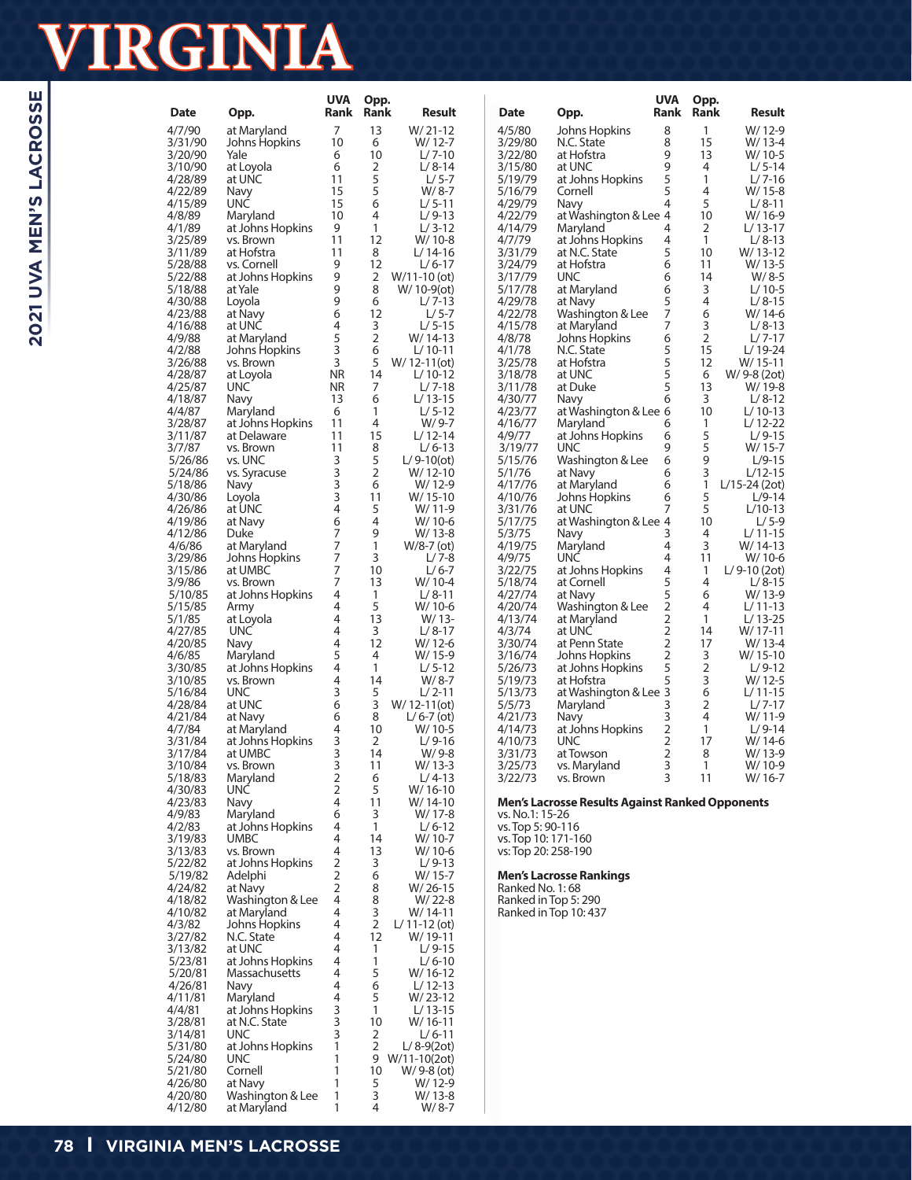# VIRGINIA

| Date | Opp. | UVA Rank | Opp. Rank | Result |
|---|---|---|---|---|
| 4/7/90 | at Maryland | 7 | 13 | W/ 21-12 |
| 3/31/90 | Johns Hopkins | 10 | 6 | W/ 12-7 |
| 3/20/90 | Yale | 6 | 10 | L/ 7-10 |
| 3/10/90 | at Loyola | 6 | 2 | L/ 8-14 |
| 4/28/89 | at UNC | 11 | 5 | L/ 5-7 |
| 4/22/89 | Navy | 15 | 5 | W/ 8-7 |
| 4/15/89 | UNC | 15 | 6 | L/ 5-11 |
| 4/8/89 | Maryland | 10 | 4 | L/ 9-13 |
| 4/1/89 | at Johns Hopkins | 9 | 1 | L/ 3-12 |
| 3/25/89 | vs. Brown | 11 | 12 | W/ 10-8 |
| 3/11/89 | at Hofstra | 11 | 8 | L/ 14-16 |
| 5/28/88 | vs. Cornell | 9 | 12 | L/ 6-17 |
| 5/22/88 | at Johns Hopkins | 9 | 2 | W/11-10 (ot) |
| 5/18/88 | at Yale | 9 | 8 | W/ 10-9(ot) |
| 4/30/88 | Loyola | 9 | 6 | L/ 7-13 |
| 4/23/88 | at Navy | 6 | 12 | L/ 5-7 |
| 4/16/88 | at UNC | 4 | 3 | L/ 5-15 |
| 4/9/88 | at Maryland | 5 | 2 | W/ 14-13 |
| 4/2/88 | Johns Hopkins | 3 | 6 | L/ 10-11 |
| 3/26/88 | vs. Brown | 3 | 5 | W/ 12-11(ot) |
| 4/28/87 | at Loyola | NR | 14 | L/ 10-12 |
| 4/25/87 | UNC | NR | 7 | L/ 7-18 |
| 4/18/87 | Navy | 13 | 6 | L/ 13-15 |
| 4/4/87 | Maryland | 6 | 1 | L/ 5-12 |
| 3/28/87 | at Johns Hopkins | 11 | 4 | W/ 9-7 |
| 3/11/87 | at Delaware | 11 | 15 | L/ 12-14 |
| 3/7/87 | vs. Brown | 11 | 8 | L/ 6-13 |
| 5/26/86 | vs. UNC | 3 | 5 | L/ 9-10(ot) |
| 5/24/86 | vs. Syracuse | 3 | 2 | W/ 12-10 |
| 5/18/86 | Navy | 3 | 6 | W/ 12-9 |
| 4/30/86 | Loyola | 3 | 11 | W/ 15-10 |
| 4/26/86 | at UNC | 4 | 5 | W/ 11-9 |
| 4/19/86 | at Navy | 6 | 4 | W/ 10-6 |
| 4/12/86 | Duke | 7 | 9 | W/ 13-8 |
| 4/6/86 | at Maryland | 7 | 1 | W/8-7 (ot) |
| 3/29/86 | Johns Hopkins | 7 | 3 | L/ 7-8 |
| 3/15/86 | at UMBC | 7 | 10 | L/ 6-7 |
| 3/9/86 | vs. Brown | 7 | 13 | W/ 10-4 |
| 5/10/85 | at Johns Hopkins | 4 | 1 | L/ 8-11 |
| 5/15/85 | Army | 4 | 5 | W/ 10-6 |
| 5/1/85 | at Loyola | 4 | 13 | W/ 13- |
| 4/27/85 | UNC | 4 | 3 | L/ 8-17 |
| 4/20/85 | Navy | 4 | 12 | W/ 12-6 |
| 4/6/85 | Maryland | 5 | 4 | W/ 15-9 |
| 3/30/85 | at Johns Hopkins | 4 | 1 | L/ 5-12 |
| 3/10/85 | vs. Brown | 4 | 14 | W/ 8-7 |
| 5/16/84 | UNC | 3 | 5 | L/ 2-11 |
| 4/28/84 | at UNC | 6 | 3 | W/ 12-11(ot) |
| 4/21/84 | at Navy | 6 | 8 | L/ 6-7 (ot) |
| 4/7/84 | at Maryland | 4 | 10 | W/ 10-5 |
| 3/31/84 | at Johns Hopkins | 3 | 2 | L/ 9-16 |
| 3/17/84 | at UMBC | 3 | 14 | W/ 9-8 |
| 3/10/84 | vs. Brown | 3 | 11 | W/ 13-3 |
| 5/18/83 | Maryland | 2 | 6 | L/ 4-13 |
| 4/30/83 | UNC | 2 | 5 | W/ 16-10 |
| 4/23/83 | Navy | 4 | 11 | W/ 14-10 |
| 4/9/83 | Maryland | 6 | 3 | W/ 17-8 |
| 4/2/83 | at Johns Hopkins | 4 | 1 | L/ 6-12 |
| 3/19/83 | UMBC | 4 | 14 | W/ 10-7 |
| 3/13/83 | vs. Brown | 4 | 13 | W/ 10-6 |
| 5/22/82 | at Johns Hopkins | 2 | 3 | L/ 9-13 |
| 5/19/82 | Adelphi | 2 | 6 | W/ 15-7 |
| 4/24/82 | at Navy | 2 | 8 | W/ 26-15 |
| 4/18/82 | Washington & Lee | 4 | 8 | W/ 22-8 |
| 4/10/82 | at Maryland | 4 | 3 | W/ 14-11 |
| 4/3/82 | Johns Hopkins | 4 | 2 | L/ 11-12 (ot) |
| 3/27/82 | N.C. State | 4 | 12 | W/ 19-11 |
| 3/13/82 | at UNC | 4 | 1 | L/ 9-15 |
| 5/23/81 | at Johns Hopkins | 4 | 1 | L/ 6-10 |
| 5/20/81 | Massachusetts | 4 | 5 | W/ 16-12 |
| 4/26/81 | Navy | 4 | 6 | L/ 12-13 |
| 4/11/81 | Maryland | 4 | 5 | W/ 23-12 |
| 4/4/81 | at Johns Hopkins | 3 | 1 | L/ 13-15 |
| 3/28/81 | at N.C. State | 3 | 10 | W/ 16-11 |
| 3/14/81 | UNC | 3 | 2 | L/ 6-11 |
| 5/31/80 | at Johns Hopkins | 1 | 2 | L/ 8-9(2ot) |
| 5/24/80 | UNC | 1 | 9 | W/11-10(2ot) |
| 5/21/80 | Cornell | 1 | 10 | W/ 9-8 (ot) |
| 4/26/80 | at Navy | 1 | 5 | W/ 12-9 |
| 4/20/80 | Washington & Lee | 1 | 3 | W/ 13-8 |
| 4/12/80 | at Maryland | 1 | 4 | W/ 8-7 |
| 4/5/80 | Johns Hopkins | 8 | 1 | W/ 12-9 |
| 3/29/80 | N.C. State | 8 | 15 | W/ 13-4 |
| 3/22/80 | at Hofstra | 9 | 13 | W/ 10-5 |
| 3/15/80 | at UNC | 9 | 4 | L/ 5-14 |
| 5/19/79 | at Johns Hopkins | 5 | 1 | L/ 7-16 |
| 5/16/79 | Cornell | 5 | 4 | W/ 15-8 |
| 4/29/79 | Navy | 4 | 5 | L/ 8-11 |
| 4/22/79 | at Washington & Lee | 4 | 10 | W/ 16-9 |
| 4/14/79 | Maryland | 4 | 2 | L/ 13-17 |
| 4/7/79 | at Johns Hopkins | 4 | 1 | L/ 8-13 |
| 3/31/79 | at N.C. State | 5 | 10 | W/ 13-12 |
| 3/24/79 | at Hofstra | 6 | 11 | W/ 13-5 |
| 3/17/79 | UNC | 6 | 14 | W/ 8-5 |
| 5/17/78 | at Maryland | 6 | 3 | L/ 10-5 |
| 4/29/78 | at Navy | 5 | 4 | L/ 8-15 |
| 4/22/78 | Washington & Lee | 7 | 6 | W/ 14-6 |
| 4/15/78 | at Maryland | 7 | 3 | L/ 8-13 |
| 4/8/78 | Johns Hopkins | 6 | 2 | L/ 7-17 |
| 4/1/78 | N.C. State | 5 | 15 | L/ 19-24 |
| 3/25/78 | at Hofstra | 5 | 12 | W/ 15-11 |
| 3/18/78 | at UNC | 5 | 6 | W/ 9-8 (2ot) |
| 3/11/78 | at Duke | 5 | 13 | W/ 19-8 |
| 4/30/77 | Navy | 6 | 3 | L/ 8-12 |
| 4/23/77 | at Washington & Lee | 6 | 10 | L/ 10-13 |
| 4/16/77 | Maryland | 6 | 1 | L/ 12-22 |
| 4/9/77 | at Johns Hopkins | 6 | 5 | L/ 9-15 |
| 3/19/77 | UNC | 9 | 5 | W/ 15-7 |
| 5/15/76 | Washington & Lee | 6 | 9 | L/9-15 |
| 5/1/76 | at Navy | 6 | 3 | L/12-15 |
| 4/17/76 | at Maryland | 6 | 1 | L/15-24 (2ot) |
| 4/10/76 | Johns Hopkins | 6 | 5 | L/9-14 |
| 3/31/76 | at UNC | 7 | 5 | L/10-13 |
| 5/17/75 | at Washington & Lee | 4 | 10 | L/ 5-9 |
| 5/3/75 | Navy | 3 | 4 | L/ 11-15 |
| 4/19/75 | Maryland | 4 | 3 | W/ 14-13 |
| 4/9/75 | UNC | 4 | 11 | W/ 10-6 |
| 3/22/75 | at Johns Hopkins | 4 | 1 | L/ 9-10 (2ot) |
| 5/18/74 | at Cornell | 5 | 4 | L/ 8-15 |
| 4/27/74 | at Navy | 5 | 6 | W/ 13-9 |
| 4/20/74 | Washington & Lee | 2 | 4 | L/ 11-13 |
| 4/13/74 | at Maryland | 2 | 1 | L/ 13-25 |
| 4/3/74 | at UNC | 2 | 14 | W/ 17-11 |
| 3/30/74 | at Penn State | 2 | 17 | W/ 13-4 |
| 3/16/74 | Johns Hopkins | 2 | 3 | W/ 15-10 |
| 5/26/73 | at Johns Hopkins | 5 | 2 | L/ 9-12 |
| 5/19/73 | at Hofstra | 5 | 3 | W/ 12-5 |
| 5/13/73 | at Washington & Lee | 3 | 6 | L/ 11-15 |
| 5/5/73 | Maryland | 3 | 2 | L/ 7-17 |
| 4/21/73 | Navy | 3 | 4 | W/ 11-9 |
| 4/14/73 | at Johns Hopkins | 2 | 1 | L/ 9-14 |
| 4/10/73 | UNC | 2 | 17 | W/ 14-6 |
| 3/31/73 | at Towson | 2 | 8 | W/ 13-9 |
| 3/25/73 | vs. Maryland | 3 | 1 | W/ 10-9 |
| 3/22/73 | vs. Brown | 3 | 11 | W/ 16-7 |

**Men's Lacrosse Results Against Ranked Opponents**

vs. No.1: 15-26
vs. Top 5: 90-116
vs. Top 10: 171-160
vs: Top 20: 258-190

**Men's Lacrosse Rankings**

Ranked No. 1: 68
Ranked in Top 5: 290
Ranked in Top 10: 437